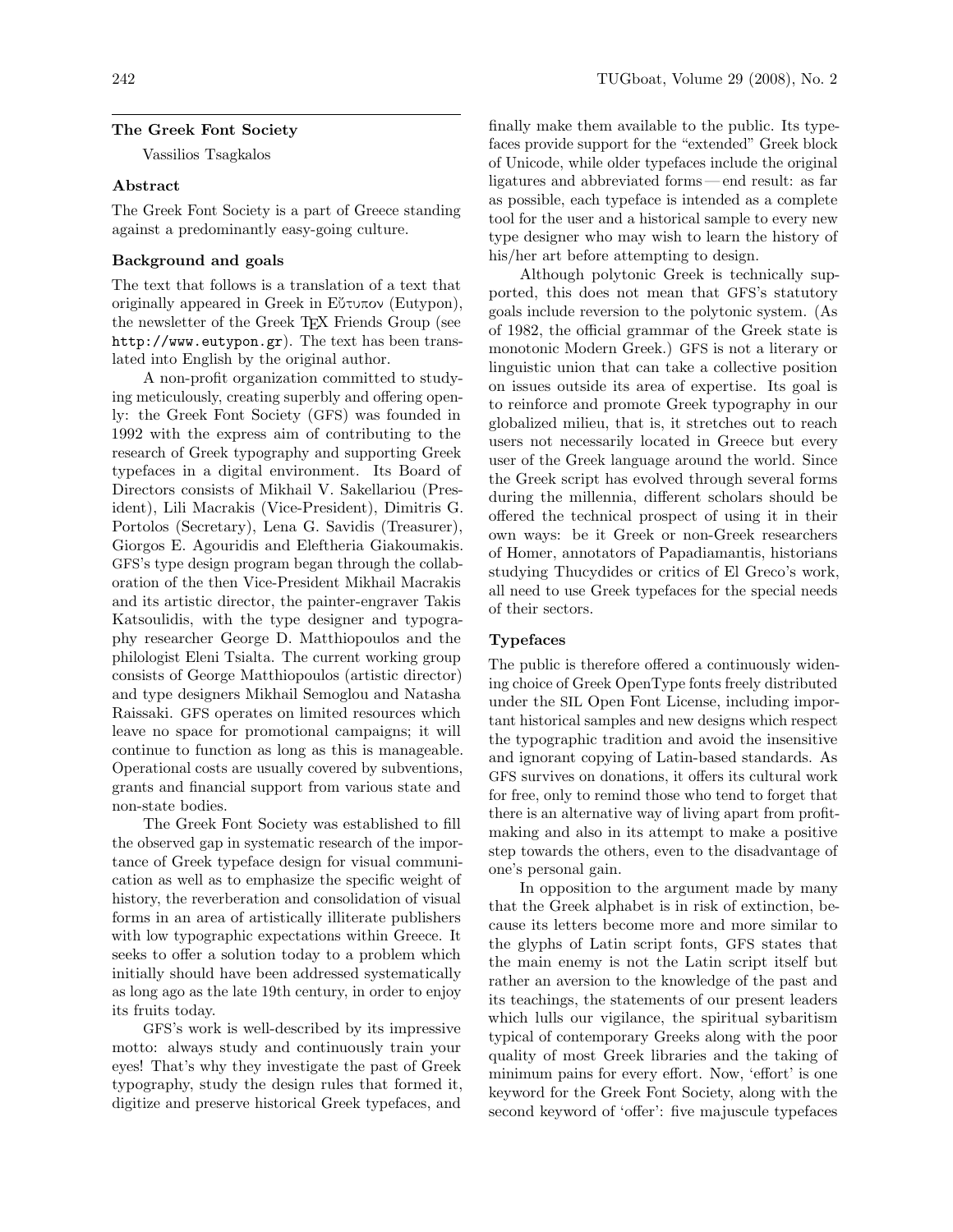## The Greek Font Society

Vassilios Tsagkalos

### Abstract

The Greek Font Society is a part of Greece standing against a predominantly easy-going culture.

### Background and goals

The text that follows is a translation of a text that originally appeared in Greek in Εὔτυπον (Eutypon), the newsletter of the Greek TEX Friends Group (see http://www.eutypon.gr). The text has been translated into English by the original author.

A non-profit organization committed to studying meticulously, creating superbly and offering openly: the Greek Font Society (GFS) was founded in 1992 with the express aim of contributing to the research of Greek typography and supporting Greek typefaces in a digital environment. Its Board of Directors consists of Mikhail V. Sakellariou (President), Lili Macrakis (Vice-President), Dimitris G. Portolos (Secretary), Lena G. Savidis (Treasurer), Giorgos E. Agouridis and Eleftheria Giakoumakis. GFS's type design program began through the collaboration of the then Vice-President Mikhail Macrakis and its artistic director, the painter-engraver Takis Katsoulidis, with the type designer and typography researcher George D. Matthiopoulos and the philologist Eleni Tsialta. The current working group consists of George Matthiopoulos (artistic director) and type designers Mikhail Semoglou and Natasha Raissaki. GFS operates on limited resources which leave no space for promotional campaigns; it will continue to function as long as this is manageable. Operational costs are usually covered by subventions, grants and financial support from various state and non-state bodies.

The Greek Font Society was established to fill the observed gap in systematic research of the importance of Greek typeface design for visual communication as well as to emphasize the specific weight of history, the reverberation and consolidation of visual forms in an area of artistically illiterate publishers with low typographic expectations within Greece. It seeks to offer a solution today to a problem which initially should have been addressed systematically as long ago as the late 19th century, in order to enjoy its fruits today.

GFS's work is well-described by its impressive motto: always study and continuously train your eyes! That's why they investigate the past of Greek typography, study the design rules that formed it, digitize and preserve historical Greek typefaces, and finally make them available to the public. Its typefaces provide support for the "extended" Greek block of Unicode, while older typefaces include the original ligatures and abbreviated forms — end result: as far as possible, each typeface is intended as a complete tool for the user and a historical sample to every new type designer who may wish to learn the history of his/her art before attempting to design.

Although polytonic Greek is technically supported, this does not mean that GFS's statutory goals include reversion to the polytonic system. (As of 1982, the official grammar of the Greek state is monotonic Modern Greek.) GFS is not a literary or linguistic union that can take a collective position on issues outside its area of expertise. Its goal is to reinforce and promote Greek typography in our globalized milieu, that is, it stretches out to reach users not necessarily located in Greece but every user of the Greek language around the world. Since the Greek script has evolved through several forms during the millennia, different scholars should be offered the technical prospect of using it in their own ways: be it Greek or non-Greek researchers of Homer, annotators of Papadiamantis, historians studying Thucydides or critics of El Greco's work, all need to use Greek typefaces for the special needs of their sectors.

### Typefaces

The public is therefore offered a continuously widening choice of Greek OpenType fonts freely distributed under the SIL Open Font License, including important historical samples and new designs which respect the typographic tradition and avoid the insensitive and ignorant copying of Latin-based standards. As GFS survives on donations, it offers its cultural work for free, only to remind those who tend to forget that there is an alternative way of living apart from profit-making and also in its attempt to make a positive step towards the others, even to the disadvantage of one's personal gain.

In opposition to the argument made by many that the Greek alphabet is in risk of extinction, because its letters become more and more similar to the glyphs of Latin script fonts, GFS states that the main enemy is not the Latin script itself but rather an aversion to the knowledge of the past and its teachings, the statements of our present leaders which lulls our vigilance, the spiritual sybaritism typical of contemporary Greeks along with the poor quality of most Greek libraries and the taking of minimum pains for every effort. Now, 'effort' is one keyword for the Greek Font Society, along with the second keyword of 'offer': five majuscule typefaces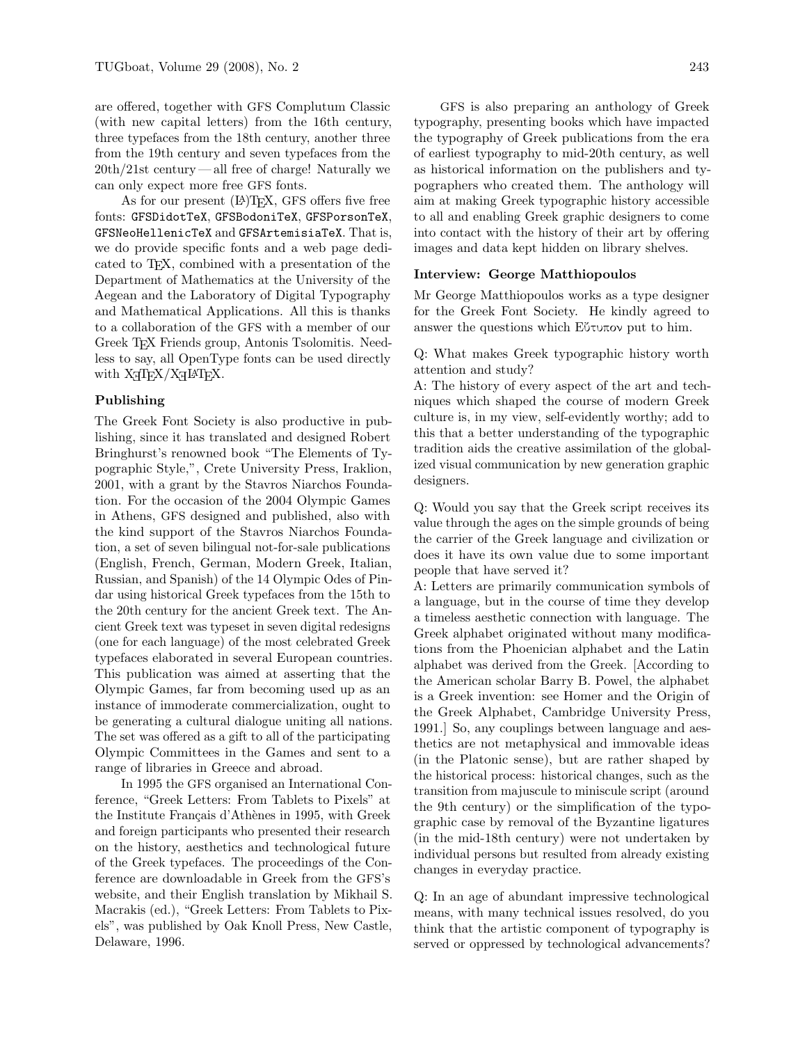are offered, together with GFS Complutum Classic (with new capital letters) from the 16th century, three typefaces from the 18th century, another three from the 19th century and seven typefaces from the 20th/21st century — all free of charge! Naturally we can only expect more free GFS fonts.

As for our present (LA)TEX, GFS offers five free fonts: `GFSDidotTeX`, `GFSBodoniTeX`, `GFSPorsonTeX`, `GFSNeoHellenicTeX` and `GFSArtemisiaTeX`. That is, we do provide specific fonts and a web page dedicated to TEX, combined with a presentation of the Department of Mathematics at the University of the Aegean and the Laboratory of Digital Typography and Mathematical Applications. All this is thanks to a collaboration of the GFS with a member of our Greek TEX Friends group, Antonis Tsolomitis. Needless to say, all OpenType fonts can be used directly with XƎTEX/XƎLATEX.

**Publishing**

The Greek Font Society is also productive in publishing, since it has translated and designed Robert Bringhurst's renowned book "The Elements of Typographic Style,", Crete University Press, Iraklion, 2001, with a grant by the Stavros Niarchos Foundation. For the occasion of the 2004 Olympic Games in Athens, GFS designed and published, also with the kind support of the Stavros Niarchos Foundation, a set of seven bilingual not-for-sale publications (English, French, German, Modern Greek, Italian, Russian, and Spanish) of the 14 Olympic Odes of Pindar using historical Greek typefaces from the 15th to the 20th century for the ancient Greek text. The Ancient Greek text was typeset in seven digital redesigns (one for each language) of the most celebrated Greek typefaces elaborated in several European countries. This publication was aimed at asserting that the Olympic Games, far from becoming used up as an instance of immoderate commercialization, ought to be generating a cultural dialogue uniting all nations. The set was offered as a gift to all of the participating Olympic Committees in the Games and sent to a range of libraries in Greece and abroad.

In 1995 the GFS organised an International Conference, "Greek Letters: From Tablets to Pixels" at the Institute Français d'Athènes in 1995, with Greek and foreign participants who presented their research on the history, aesthetics and technological future of the Greek typefaces. The proceedings of the Conference are downloadable in Greek from the GFS's website, and their English translation by Mikhail S. Macrakis (ed.), "Greek Letters: From Tablets to Pixels", was published by Oak Knoll Press, New Castle, Delaware, 1996.

GFS is also preparing an anthology of Greek typography, presenting books which have impacted the typography of Greek publications from the era of earliest typography to mid-20th century, as well as historical information on the publishers and typographers who created them. The anthology will aim at making Greek typographic history accessible to all and enabling Greek graphic designers to come into contact with the history of their art by offering images and data kept hidden on library shelves.

**Interview: George Matthiopoulos**

Mr George Matthiopoulos works as a type designer for the Greek Font Society. He kindly agreed to answer the questions which Εὔτυπον put to him.

Q: What makes Greek typographic history worth attention and study?

A: The history of every aspect of the art and techniques which shaped the course of modern Greek culture is, in my view, self-evidently worthy; add to this that a better understanding of the typographic tradition aids the creative assimilation of the globalized visual communication by new generation graphic designers.

Q: Would you say that the Greek script receives its value through the ages on the simple grounds of being the carrier of the Greek language and civilization or does it have its own value due to some important people that have served it?

A: Letters are primarily communication symbols of a language, but in the course of time they develop a timeless aesthetic connection with language. The Greek alphabet originated without many modifications from the Phoenician alphabet and the Latin alphabet was derived from the Greek. [According to the American scholar Barry B. Powel, the alphabet is a Greek invention: see Homer and the Origin of the Greek Alphabet, Cambridge University Press, 1991.] So, any couplings between language and aesthetics are not metaphysical and immovable ideas (in the Platonic sense), but are rather shaped by the historical process: historical changes, such as the transition from majuscule to miniscule script (around the 9th century) or the simplification of the typographic case by removal of the Byzantine ligatures (in the mid-18th century) were not undertaken by individual persons but resulted from already existing changes in everyday practice.

Q: In an age of abundant impressive technological means, with many technical issues resolved, do you think that the artistic component of typography is served or oppressed by technological advancements?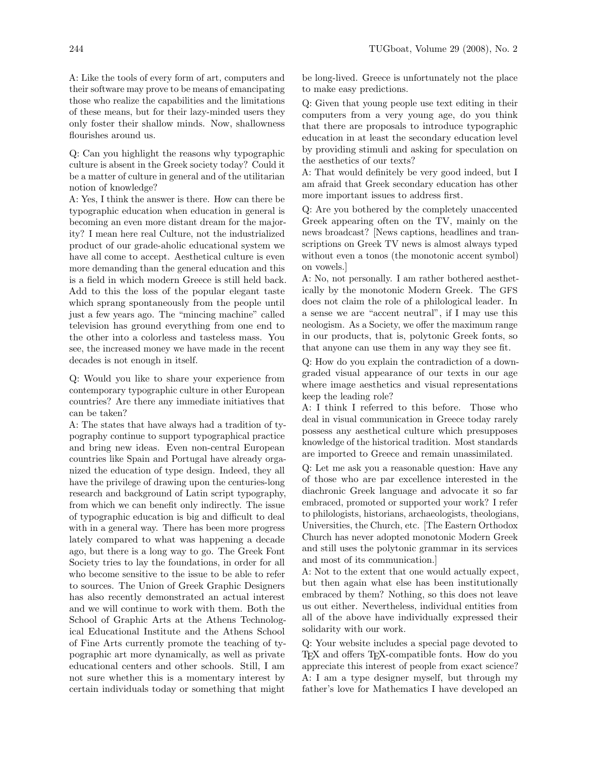A: Like the tools of every form of art, computers and their software may prove to be means of emancipating those who realize the capabilities and the limitations of these means, but for their lazy-minded users they only foster their shallow minds. Now, shallowness flourishes around us.

Q: Can you highlight the reasons why typographic culture is absent in the Greek society today? Could it be a matter of culture in general and of the utilitarian notion of knowledge?
A: Yes, I think the answer is there. How can there be typographic education when education in general is becoming an even more distant dream for the majority? I mean here real Culture, not the industrialized product of our grade-aholic educational system we have all come to accept. Aesthetical culture is even more demanding than the general education and this is a field in which modern Greece is still held back. Add to this the loss of the popular elegant taste which sprang spontaneously from the people until just a few years ago. The "mincing machine" called television has ground everything from one end to the other into a colorless and tasteless mass. You see, the increased money we have made in the recent decades is not enough in itself.

Q: Would you like to share your experience from contemporary typographic culture in other European countries? Are there any immediate initiatives that can be taken?
A: The states that have always had a tradition of typography continue to support typographical practice and bring new ideas. Even non-central European countries like Spain and Portugal have already organized the education of type design. Indeed, they all have the privilege of drawing upon the centuries-long research and background of Latin script typography, from which we can benefit only indirectly. The issue of typographic education is big and difficult to deal with in a general way. There has been more progress lately compared to what was happening a decade ago, but there is a long way to go. The Greek Font Society tries to lay the foundations, in order for all who become sensitive to the issue to be able to refer to sources. The Union of Greek Graphic Designers has also recently demonstrated an actual interest and we will continue to work with them. Both the School of Graphic Arts at the Athens Technological Educational Institute and the Athens School of Fine Arts currently promote the teaching of typographic art more dynamically, as well as private educational centers and other schools. Still, I am not sure whether this is a momentary interest by certain individuals today or something that might be long-lived. Greece is unfortunately not the place to make easy predictions.

Q: Given that young people use text editing in their computers from a very young age, do you think that there are proposals to introduce typographic education in at least the secondary education level by providing stimuli and asking for speculation on the aesthetics of our texts?
A: That would definitely be very good indeed, but I am afraid that Greek secondary education has other more important issues to address first.

Q: Are you bothered by the completely unaccented Greek appearing often on the TV, mainly on the news broadcast? [News captions, headlines and transcriptions on Greek TV news is almost always typed without even a tonos (the monotonic accent symbol) on vowels.]
A: No, not personally. I am rather bothered aesthetically by the monotonic Modern Greek. The GFS does not claim the role of a philological leader. In a sense we are "accent neutral", if I may use this neologism. As a Society, we offer the maximum range in our products, that is, polytonic Greek fonts, so that anyone can use them in any way they see fit.

Q: How do you explain the contradiction of a downgraded visual appearance of our texts in our age where image aesthetics and visual representations keep the leading role?
A: I think I referred to this before. Those who deal in visual communication in Greece today rarely possess any aesthetical culture which presupposes knowledge of the historical tradition. Most standards are imported to Greece and remain unassimilated.

Q: Let me ask you a reasonable question: Have any of those who are par excellence interested in the diachronic Greek language and advocate it so far embraced, promoted or supported your work? I refer to philologists, historians, archaeologists, theologians, Universities, the Church, etc. [The Eastern Orthodox Church has never adopted monotonic Modern Greek and still uses the polytonic grammar in its services and most of its communication.]
A: Not to the extent that one would actually expect, but then again what else has been institutionally embraced by them? Nothing, so this does not leave us out either. Nevertheless, individual entities from all of the above have individually expressed their solidarity with our work.

Q: Your website includes a special page devoted to TeX and offers TeX-compatible fonts. How do you appreciate this interest of people from exact science?
A: I am a type designer myself, but through my father's love for Mathematics I have developed an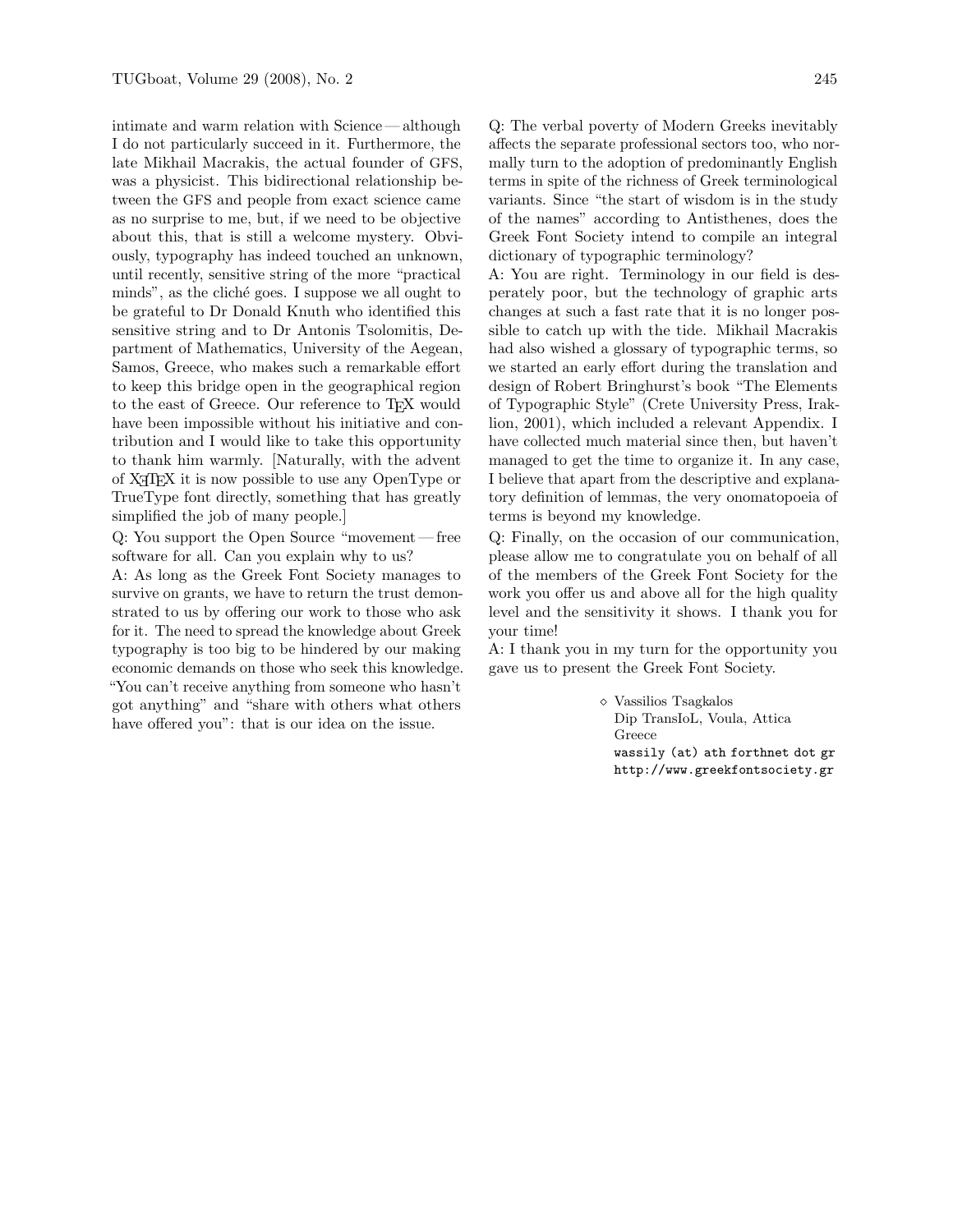intimate and warm relation with Science — although I do not particularly succeed in it. Furthermore, the late Mikhail Macrakis, the actual founder of GFS, was a physicist. This bidirectional relationship between the GFS and people from exact science came as no surprise to me, but, if we need to be objective about this, that is still a welcome mystery. Obviously, typography has indeed touched an unknown, until recently, sensitive string of the more "practical minds", as the cliché goes. I suppose we all ought to be grateful to Dr Donald Knuth who identified this sensitive string and to Dr Antonis Tsolomitis, Department of Mathematics, University of the Aegean, Samos, Greece, who makes such a remarkable effort to keep this bridge open in the geographical region to the east of Greece. Our reference to TEX would have been impossible without his initiative and contribution and I would like to take this opportunity to thank him warmly. [Naturally, with the advent of XeTeX it is now possible to use any OpenType or TrueType font directly, something that has greatly simplified the job of many people.]

Q: You support the Open Source "movement — free software for all. Can you explain why to us?

A: As long as the Greek Font Society manages to survive on grants, we have to return the trust demonstrated to us by offering our work to those who ask for it. The need to spread the knowledge about Greek typography is too big to be hindered by our making economic demands on those who seek this knowledge. "You can't receive anything from someone who hasn't got anything" and "share with others what others have offered you": that is our idea on the issue.

Q: The verbal poverty of Modern Greeks inevitably affects the separate professional sectors too, who normally turn to the adoption of predominantly English terms in spite of the richness of Greek terminological variants. Since "the start of wisdom is in the study of the names" according to Antisthenes, does the Greek Font Society intend to compile an integral dictionary of typographic terminology?

A: You are right. Terminology in our field is desperately poor, but the technology of graphic arts changes at such a fast rate that it is no longer possible to catch up with the tide. Mikhail Macrakis had also wished a glossary of typographic terms, so we started an early effort during the translation and design of Robert Bringhurst's book "The Elements of Typographic Style" (Crete University Press, Iraklion, 2001), which included a relevant Appendix. I have collected much material since then, but haven't managed to get the time to organize it. In any case, I believe that apart from the descriptive and explanatory definition of lemmas, the very onomatopoeia of terms is beyond my knowledge.

Q: Finally, on the occasion of our communication, please allow me to congratulate you on behalf of all of the members of the Greek Font Society for the work you offer us and above all for the high quality level and the sensitivity it shows. I thank you for your time!

A: I thank you in my turn for the opportunity you gave us to present the Greek Font Society.

◇ Vassilios Tsagkalos
Dip TransIoL, Voula, Attica
Greece
wassily (at) ath forthnet dot gr
http://www.greekfontsociety.gr